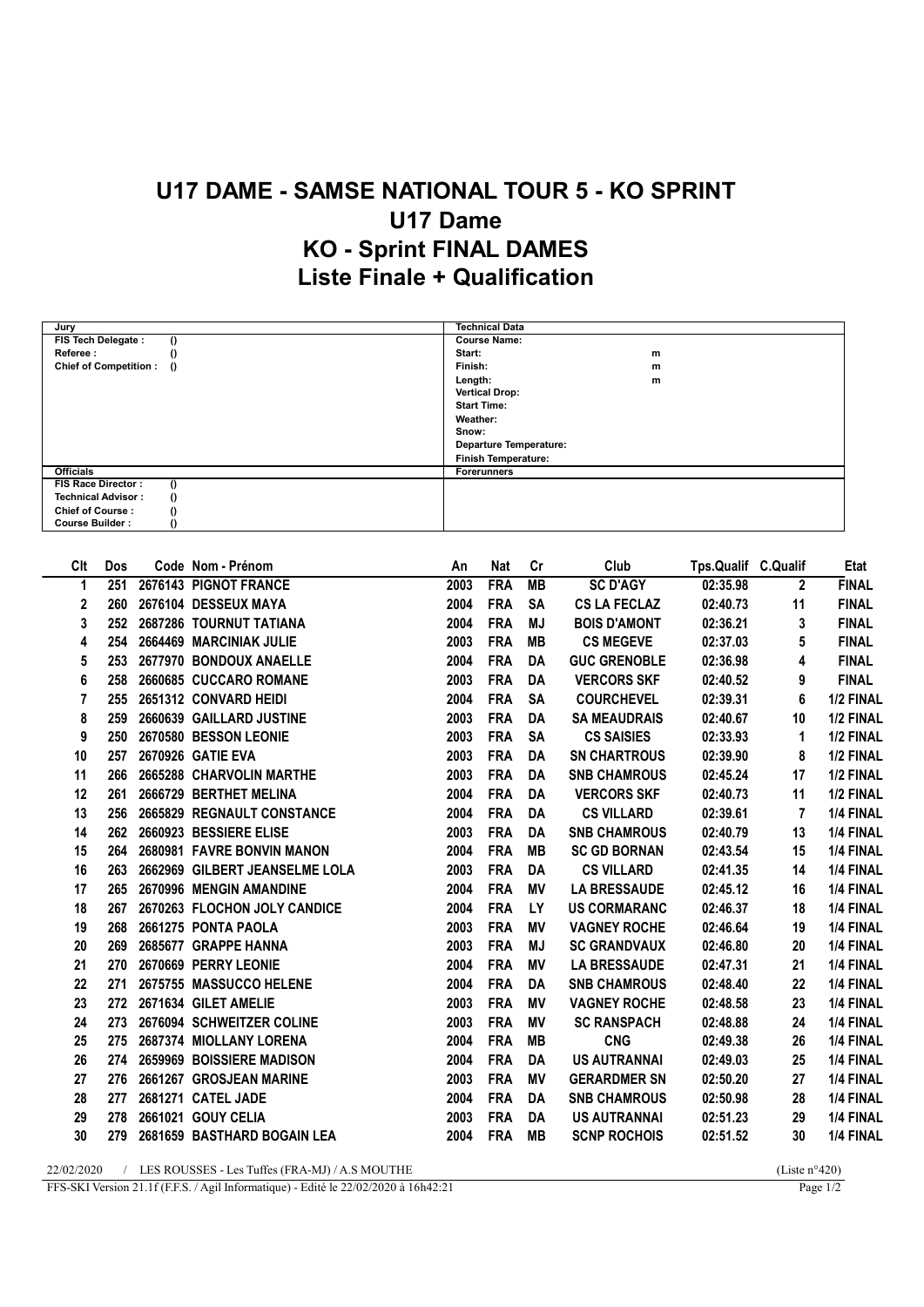# U17 DAME - SAMSE NATIONAL TOUR 5 - KO SPRINT

## U17 Dame

## KO - Sprint FINAL DAMES

## Liste Finale + Qualification

| Jury | | Technical Data | |
|---|---|---|---|
| FIS Tech Delegate : | () | Course Name: | |
| Referee : | () | Start: | m |
| Chief of Competition : | () | Finish: | m |
| | | Length: | m |
| | | Vertical Drop: | |
| | | Start Time: | |
| | | Weather: | |
| | | Snow: | |
| | | Departure Temperature: | |
| | | Finish Temperature: | |
| **Officials** | | **Forerunners** | |
| FIS Race Director : | () | | |
| Technical Advisor : | () | | |
| Chief of Course : | () | | |
| Course Builder : | () | | |

| Clt | Dos | Code | Nom - Prénom | An | Nat | Cr | Club | Tps.Qualif | C.Qualif | Etat |
|---|---|---|---|---|---|---|---|---|---|---|
| 1 | 251 | 2676143 | PIGNOT FRANCE | 2003 | FRA | MB | SC D'AGY | 02:35.98 | 2 | FINAL |
| 2 | 260 | 2676104 | DESSEUX MAYA | 2004 | FRA | SA | CS LA FECLAZ | 02:40.73 | 11 | FINAL |
| 3 | 252 | 2687286 | TOURNUT TATIANA | 2004 | FRA | MJ | BOIS D'AMONT | 02:36.21 | 3 | FINAL |
| 4 | 254 | 2664469 | MARCINIAK JULIE | 2003 | FRA | MB | CS MEGEVE | 02:37.03 | 5 | FINAL |
| 5 | 253 | 2677970 | BONDOUX ANAELLE | 2004 | FRA | DA | GUC GRENOBLE | 02:36.98 | 4 | FINAL |
| 6 | 258 | 2660685 | CUCCARO ROMANE | 2003 | FRA | DA | VERCORS SKF | 02:40.52 | 9 | FINAL |
| 7 | 255 | 2651312 | CONVARD HEIDI | 2004 | FRA | SA | COURCHEVEL | 02:39.31 | 6 | 1/2 FINAL |
| 8 | 259 | 2660639 | GAILLARD JUSTINE | 2003 | FRA | DA | SA MEAUDRAIS | 02:40.67 | 10 | 1/2 FINAL |
| 9 | 250 | 2670580 | BESSON LEONIE | 2003 | FRA | SA | CS SAISIES | 02:33.93 | 1 | 1/2 FINAL |
| 10 | 257 | 2670926 | GATIE EVA | 2003 | FRA | DA | SN CHARTROUS | 02:39.90 | 8 | 1/2 FINAL |
| 11 | 266 | 2665288 | CHARVOLIN MARTHE | 2003 | FRA | DA | SNB CHAMROUS | 02:45.24 | 17 | 1/2 FINAL |
| 12 | 261 | 2666729 | BERTHET MELINA | 2004 | FRA | DA | VERCORS SKF | 02:40.73 | 11 | 1/2 FINAL |
| 13 | 256 | 2665829 | REGNAULT CONSTANCE | 2004 | FRA | DA | CS VILLARD | 02:39.61 | 7 | 1/4 FINAL |
| 14 | 262 | 2660923 | BESSIERE ELISE | 2003 | FRA | DA | SNB CHAMROUS | 02:40.79 | 13 | 1/4 FINAL |
| 15 | 264 | 2680981 | FAVRE BONVIN MANON | 2004 | FRA | MB | SC GD BORNAN | 02:43.54 | 15 | 1/4 FINAL |
| 16 | 263 | 2662969 | GILBERT JEANSELME LOLA | 2003 | FRA | DA | CS VILLARD | 02:41.35 | 14 | 1/4 FINAL |
| 17 | 265 | 2670996 | MENGIN AMANDINE | 2004 | FRA | MV | LA BRESSAUDE | 02:45.12 | 16 | 1/4 FINAL |
| 18 | 267 | 2670263 | FLOCHON JOLY CANDICE | 2004 | FRA | LY | US CORMARANC | 02:46.37 | 18 | 1/4 FINAL |
| 19 | 268 | 2661275 | PONTA PAOLA | 2003 | FRA | MV | VAGNEY ROCHE | 02:46.64 | 19 | 1/4 FINAL |
| 20 | 269 | 2685677 | GRAPPE HANNA | 2003 | FRA | MJ | SC GRANDVAUX | 02:46.80 | 20 | 1/4 FINAL |
| 21 | 270 | 2670669 | PERRY LEONIE | 2004 | FRA | MV | LA BRESSAUDE | 02:47.31 | 21 | 1/4 FINAL |
| 22 | 271 | 2675755 | MASSUCCO HELENE | 2004 | FRA | DA | SNB CHAMROUS | 02:48.40 | 22 | 1/4 FINAL |
| 23 | 272 | 2671634 | GILET AMELIE | 2003 | FRA | MV | VAGNEY ROCHE | 02:48.58 | 23 | 1/4 FINAL |
| 24 | 273 | 2676094 | SCHWEITZER COLINE | 2003 | FRA | MV | SC RANSPACH | 02:48.88 | 24 | 1/4 FINAL |
| 25 | 275 | 2687374 | MIOLLANY LORENA | 2004 | FRA | MB | CNG | 02:49.38 | 26 | 1/4 FINAL |
| 26 | 274 | 2659969 | BOISSIERE MADISON | 2004 | FRA | DA | US AUTRANNAI | 02:49.03 | 25 | 1/4 FINAL |
| 27 | 276 | 2661267 | GROSJEAN MARINE | 2003 | FRA | MV | GERARDMER SN | 02:50.20 | 27 | 1/4 FINAL |
| 28 | 277 | 2681271 | CATEL JADE | 2004 | FRA | DA | SNB CHAMROUS | 02:50.98 | 28 | 1/4 FINAL |
| 29 | 278 | 2661021 | GOUY CELIA | 2003 | FRA | DA | US AUTRANNAI | 02:51.23 | 29 | 1/4 FINAL |
| 30 | 279 | 2681659 | BASTHARD BOGAIN LEA | 2004 | FRA | MB | SCNP ROCHOIS | 02:51.52 | 30 | 1/4 FINAL |

22/02/2020 / LES ROUSSES - Les Tuffes (FRA-MJ) / A.S MOUTHE (Liste n°420)

FFS-SKI Version 21.1f (F.F.S. / Agil Informatique) - Edité le 22/02/2020 à 16h42:21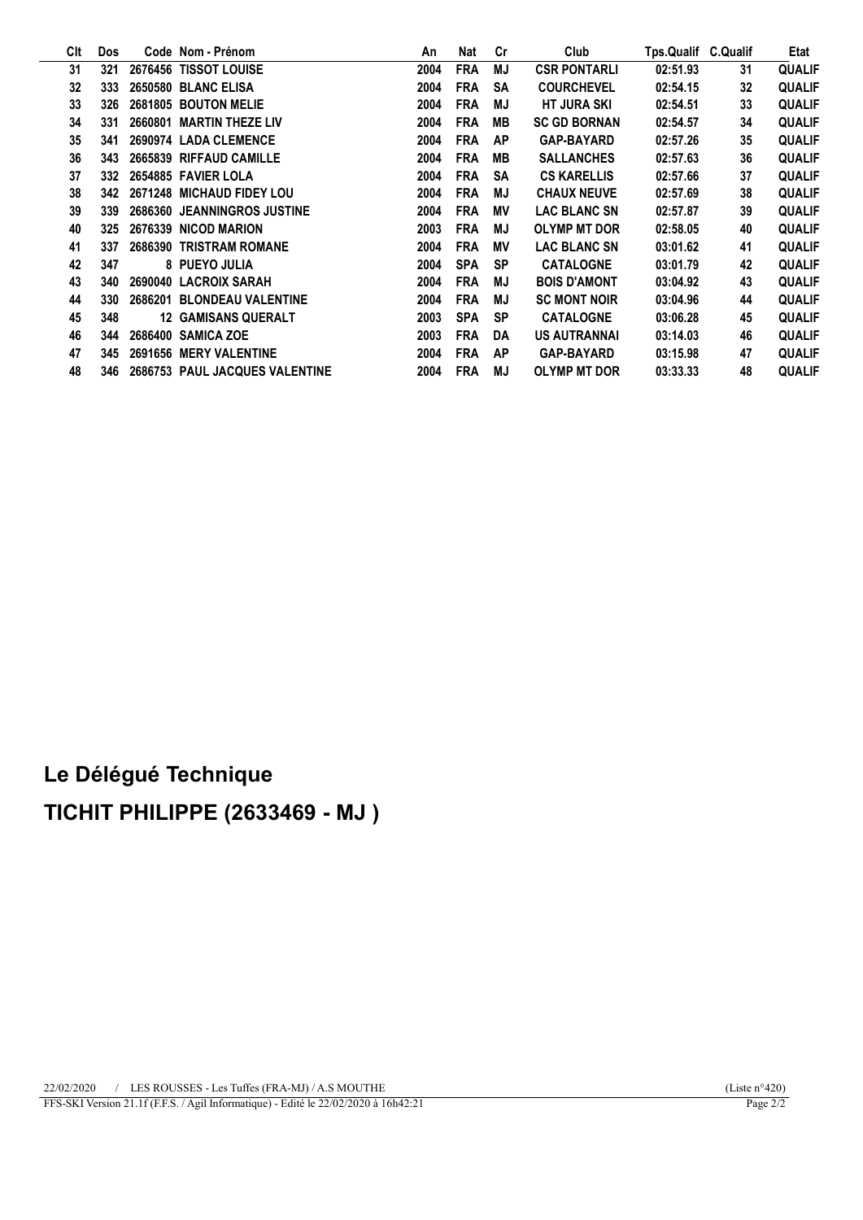| Clt | Dos | Code | Nom - Prénom | An | Nat | Cr | Club | Tps.Qualif | C.Qualif | Etat |
|---|---|---|---|---|---|---|---|---|---|---|
| 31 | 321 | 2676456 | TISSOT LOUISE | 2004 | FRA | MJ | CSR PONTARLI | 02:51.93 | 31 | QUALIF |
| 32 | 333 | 2650580 | BLANC ELISA | 2004 | FRA | SA | COURCHEVEL | 02:54.15 | 32 | QUALIF |
| 33 | 326 | 2681805 | BOUTON MELIE | 2004 | FRA | MJ | HT JURA SKI | 02:54.51 | 33 | QUALIF |
| 34 | 331 | 2660801 | MARTIN THEZE LIV | 2004 | FRA | MB | SC GD BORNAN | 02:54.57 | 34 | QUALIF |
| 35 | 341 | 2690974 | LADA CLEMENCE | 2004 | FRA | AP | GAP-BAYARD | 02:57.26 | 35 | QUALIF |
| 36 | 343 | 2665839 | RIFFAUD CAMILLE | 2004 | FRA | MB | SALLANCHES | 02:57.63 | 36 | QUALIF |
| 37 | 332 | 2654885 | FAVIER LOLA | 2004 | FRA | SA | CS KARELLIS | 02:57.66 | 37 | QUALIF |
| 38 | 342 | 2671248 | MICHAUD FIDEY LOU | 2004 | FRA | MJ | CHAUX NEUVE | 02:57.69 | 38 | QUALIF |
| 39 | 339 | 2686360 | JEANNINGROS JUSTINE | 2004 | FRA | MV | LAC BLANC SN | 02:57.87 | 39 | QUALIF |
| 40 | 325 | 2676339 | NICOD MARION | 2003 | FRA | MJ | OLYMP MT DOR | 02:58.05 | 40 | QUALIF |
| 41 | 337 | 2686390 | TRISTRAM ROMANE | 2004 | FRA | MV | LAC BLANC SN | 03:01.62 | 41 | QUALIF |
| 42 | 347 | 8 | PUEYO JULIA | 2004 | SPA | SP | CATALOGNE | 03:01.79 | 42 | QUALIF |
| 43 | 340 | 2690040 | LACROIX SARAH | 2004 | FRA | MJ | BOIS D'AMONT | 03:04.92 | 43 | QUALIF |
| 44 | 330 | 2686201 | BLONDEAU VALENTINE | 2004 | FRA | MJ | SC MONT NOIR | 03:04.96 | 44 | QUALIF |
| 45 | 348 | 12 | GAMISANS QUERALT | 2003 | SPA | SP | CATALOGNE | 03:06.28 | 45 | QUALIF |
| 46 | 344 | 2686400 | SAMICA ZOE | 2003 | FRA | DA | US AUTRANNAI | 03:14.03 | 46 | QUALIF |
| 47 | 345 | 2691656 | MERY VALENTINE | 2004 | FRA | AP | GAP-BAYARD | 03:15.98 | 47 | QUALIF |
| 48 | 346 | 2686753 | PAUL JACQUES VALENTINE | 2004 | FRA | MJ | OLYMP MT DOR | 03:33.33 | 48 | QUALIF |

## Le Délégué Technique

## TICHIT PHILIPPE (2633469 - MJ )

22/02/2020 / LES ROUSSES - Les Tuffes (FRA-MJ) / A.S MOUTHE (Liste n°420)

FFS-SKI Version 21.1f (F.F.S. / Agil Informatique) - Edité le 22/02/2020 à 16h42:21